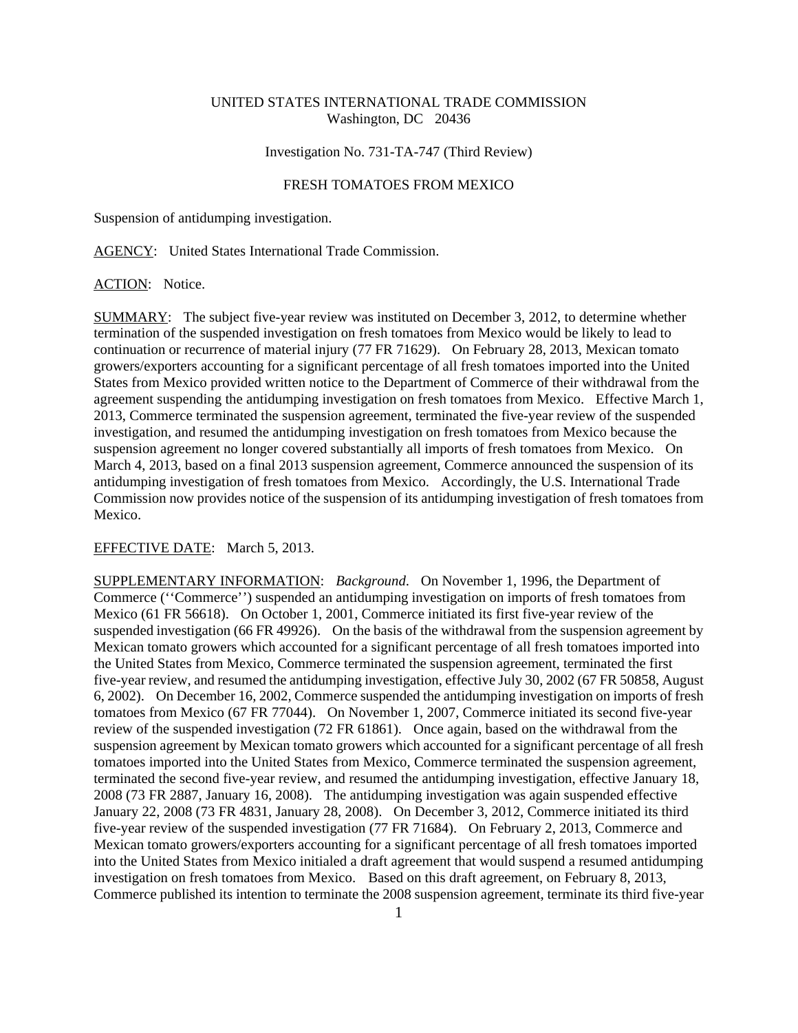UNITED STATES INTERNATIONAL TRADE COMMISSION
Washington, DC 20436

Investigation No. 731-TA-747 (Third Review)

FRESH TOMATOES FROM MEXICO

Suspension of antidumping investigation.

AGENCY: United States International Trade Commission.

ACTION: Notice.

SUMMARY: The subject five-year review was instituted on December 3, 2012, to determine whether termination of the suspended investigation on fresh tomatoes from Mexico would be likely to lead to continuation or recurrence of material injury (77 FR 71629). On February 28, 2013, Mexican tomato growers/exporters accounting for a significant percentage of all fresh tomatoes imported into the United States from Mexico provided written notice to the Department of Commerce of their withdrawal from the agreement suspending the antidumping investigation on fresh tomatoes from Mexico. Effective March 1, 2013, Commerce terminated the suspension agreement, terminated the five-year review of the suspended investigation, and resumed the antidumping investigation on fresh tomatoes from Mexico because the suspension agreement no longer covered substantially all imports of fresh tomatoes from Mexico. On March 4, 2013, based on a final 2013 suspension agreement, Commerce announced the suspension of its antidumping investigation of fresh tomatoes from Mexico. Accordingly, the U.S. International Trade Commission now provides notice of the suspension of its antidumping investigation of fresh tomatoes from Mexico.

EFFECTIVE DATE: March 5, 2013.

SUPPLEMENTARY INFORMATION: *Background.* On November 1, 1996, the Department of Commerce (''Commerce'') suspended an antidumping investigation on imports of fresh tomatoes from Mexico (61 FR 56618). On October 1, 2001, Commerce initiated its first five-year review of the suspended investigation (66 FR 49926). On the basis of the withdrawal from the suspension agreement by Mexican tomato growers which accounted for a significant percentage of all fresh tomatoes imported into the United States from Mexico, Commerce terminated the suspension agreement, terminated the first five-year review, and resumed the antidumping investigation, effective July 30, 2002 (67 FR 50858, August 6, 2002). On December 16, 2002, Commerce suspended the antidumping investigation on imports of fresh tomatoes from Mexico (67 FR 77044). On November 1, 2007, Commerce initiated its second five-year review of the suspended investigation (72 FR 61861). Once again, based on the withdrawal from the suspension agreement by Mexican tomato growers which accounted for a significant percentage of all fresh tomatoes imported into the United States from Mexico, Commerce terminated the suspension agreement, terminated the second five-year review, and resumed the antidumping investigation, effective January 18, 2008 (73 FR 2887, January 16, 2008). The antidumping investigation was again suspended effective January 22, 2008 (73 FR 4831, January 28, 2008). On December 3, 2012, Commerce initiated its third five-year review of the suspended investigation (77 FR 71684). On February 2, 2013, Commerce and Mexican tomato growers/exporters accounting for a significant percentage of all fresh tomatoes imported into the United States from Mexico initialed a draft agreement that would suspend a resumed antidumping investigation on fresh tomatoes from Mexico. Based on this draft agreement, on February 8, 2013, Commerce published its intention to terminate the 2008 suspension agreement, terminate its third five-year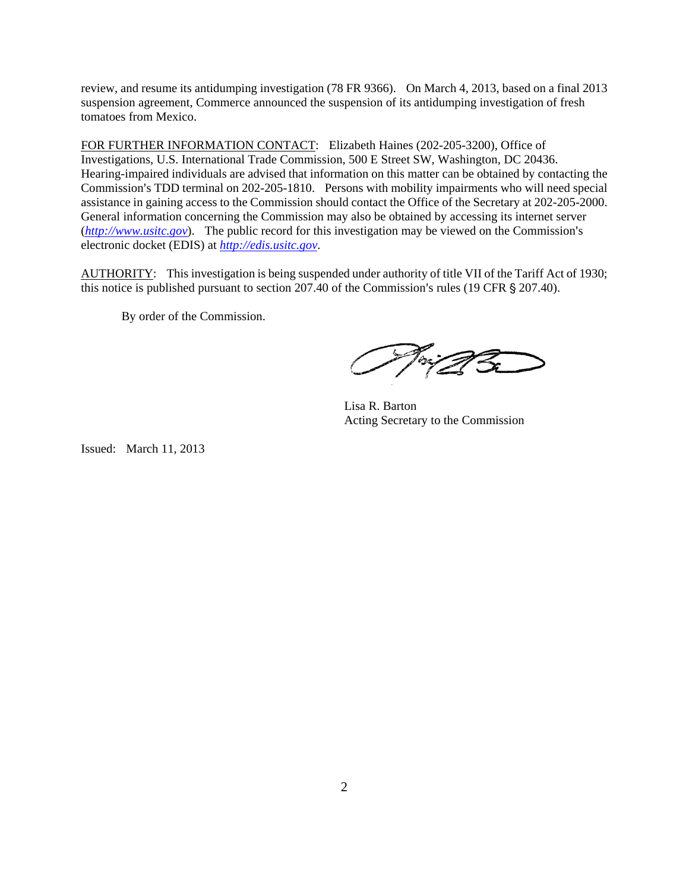review, and resume its antidumping investigation (78 FR 9366). On March 4, 2013, based on a final 2013 suspension agreement, Commerce announced the suspension of its antidumping investigation of fresh tomatoes from Mexico.

FOR FURTHER INFORMATION CONTACT: Elizabeth Haines (202-205-3200), Office of Investigations, U.S. International Trade Commission, 500 E Street SW, Washington, DC 20436. Hearing-impaired individuals are advised that information on this matter can be obtained by contacting the Commission's TDD terminal on 202-205-1810. Persons with mobility impairments who will need special assistance in gaining access to the Commission should contact the Office of the Secretary at 202-205-2000. General information concerning the Commission may also be obtained by accessing its internet server (*http://www.usitc.gov*). The public record for this investigation may be viewed on the Commission's electronic docket (EDIS) at *http://edis.usitc.gov*.

AUTHORITY: This investigation is being suspended under authority of title VII of the Tariff Act of 1930; this notice is published pursuant to section 207.40 of the Commission's rules (19 CFR § 207.40).

By order of the Commission.

Lisa R. Barton
Acting Secretary to the Commission

Issued: March 11, 2013